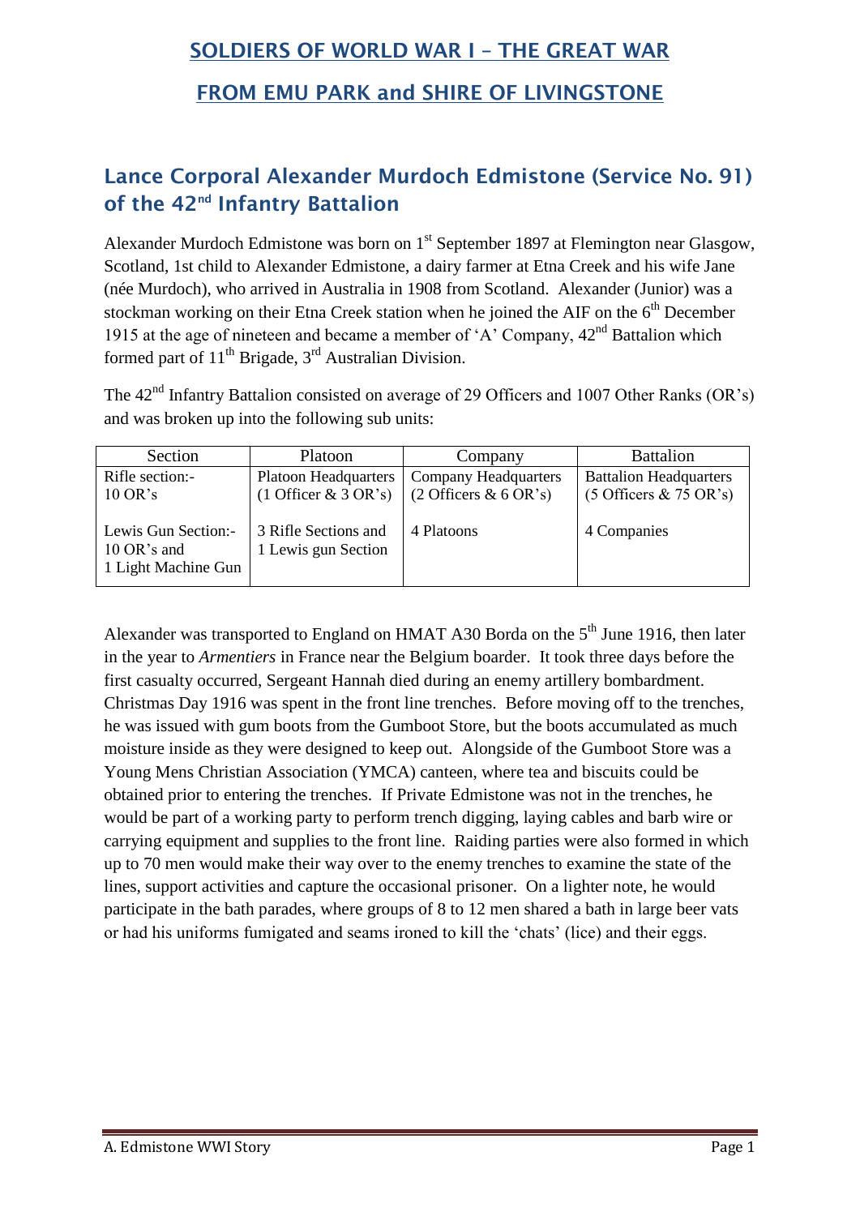# SOLDIERS OF WORLD WAR I – THE GREAT WAR

# FROM EMU PARK and SHIRE OF LIVINGSTONE

## Lance Corporal Alexander Murdoch Edmistone (Service No. 91) of the 42nd Infantry Battalion

Alexander Murdoch Edmistone was born on 1st September 1897 at Flemington near Glasgow, Scotland, 1st child to Alexander Edmistone, a dairy farmer at Etna Creek and his wife Jane (née Murdoch), who arrived in Australia in 1908 from Scotland. Alexander (Junior) was a stockman working on their Etna Creek station when he joined the AIF on the 6th December 1915 at the age of nineteen and became a member of 'A' Company, 42nd Battalion which formed part of 11th Brigade, 3rd Australian Division.

The 42nd Infantry Battalion consisted on average of 29 Officers and 1007 Other Ranks (OR's) and was broken up into the following sub units:

| Section | Platoon | Company | Battalion |
|---|---|---|---|
| Rifle section:- 10 OR's | Platoon Headquarters (1 Officer & 3 OR's) | Company Headquarters (2 Officers & 6 OR's) | Battalion Headquarters (5 Officers & 75 OR's) |
| Lewis Gun Section:- 10 OR's and 1 Light Machine Gun | 3 Rifle Sections and 1 Lewis gun Section | 4 Platoons | 4 Companies |

Alexander was transported to England on HMAT A30 Borda on the 5th June 1916, then later in the year to *Armentiers* in France near the Belgium boarder. It took three days before the first casualty occurred, Sergeant Hannah died during an enemy artillery bombardment. Christmas Day 1916 was spent in the front line trenches. Before moving off to the trenches, he was issued with gum boots from the Gumboot Store, but the boots accumulated as much moisture inside as they were designed to keep out. Alongside of the Gumboot Store was a Young Mens Christian Association (YMCA) canteen, where tea and biscuits could be obtained prior to entering the trenches. If Private Edmistone was not in the trenches, he would be part of a working party to perform trench digging, laying cables and barb wire or carrying equipment and supplies to the front line. Raiding parties were also formed in which up to 70 men would make their way over to the enemy trenches to examine the state of the lines, support activities and capture the occasional prisoner. On a lighter note, he would participate in the bath parades, where groups of 8 to 12 men shared a bath in large beer vats or had his uniforms fumigated and seams ironed to kill the 'chats' (lice) and their eggs.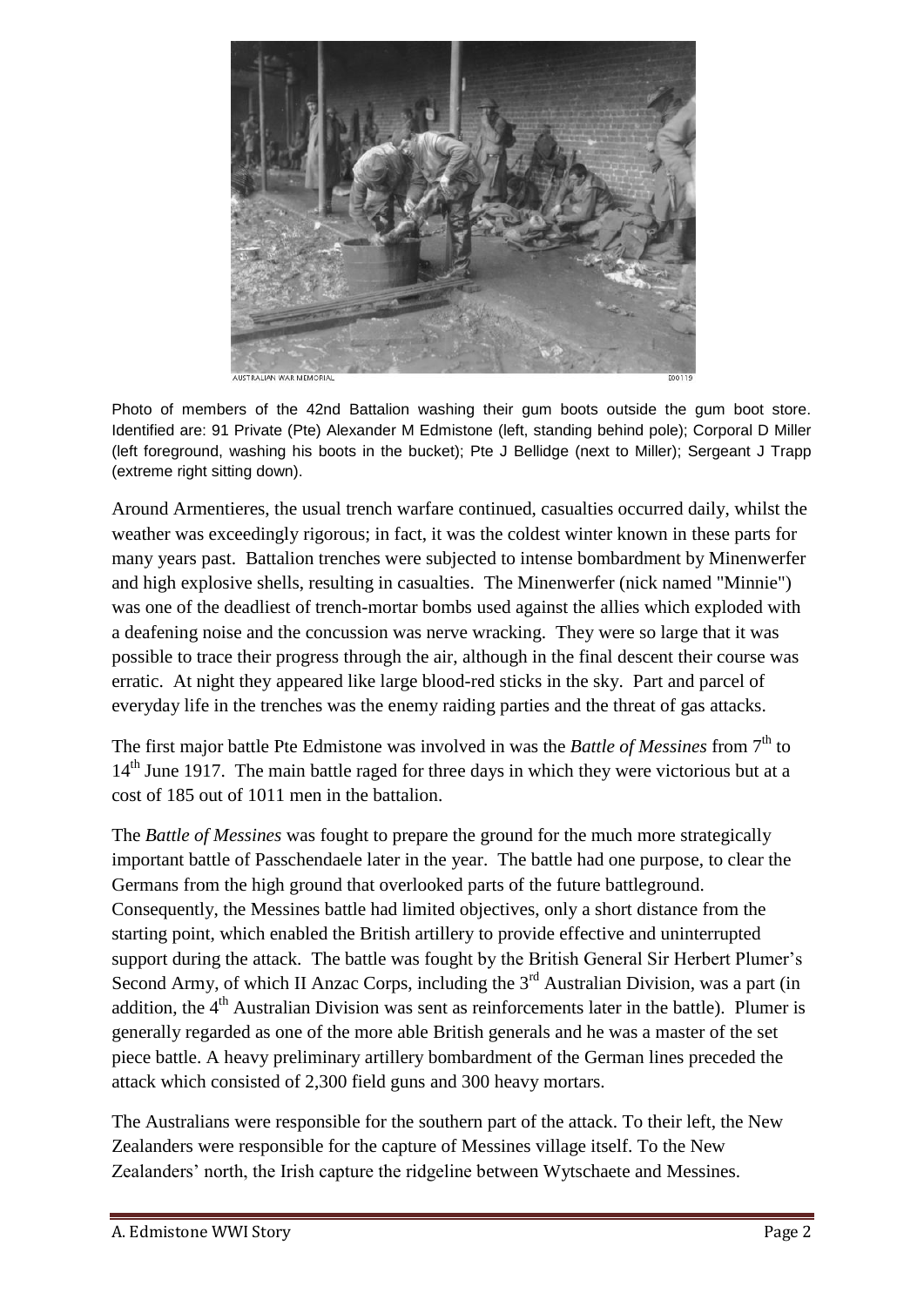Photo of members of the 42nd Battalion washing their gum boots outside the gum boot store. Identified are: 91 Private (Pte) Alexander M Edmistone (left, standing behind pole); Corporal D Miller (left foreground, washing his boots in the bucket); Pte J Bellidge (next to Miller); Sergeant J Trapp (extreme right sitting down).

Around Armentieres, the usual trench warfare continued, casualties occurred daily, whilst the weather was exceedingly rigorous; in fact, it was the coldest winter known in these parts for many years past. Battalion trenches were subjected to intense bombardment by Minenwerfer and high explosive shells, resulting in casualties. The Minenwerfer (nick named "Minnie") was one of the deadliest of trench-mortar bombs used against the allies which exploded with a deafening noise and the concussion was nerve wracking. They were so large that it was possible to trace their progress through the air, although in the final descent their course was erratic. At night they appeared like large blood-red sticks in the sky. Part and parcel of everyday life in the trenches was the enemy raiding parties and the threat of gas attacks.

The first major battle Pte Edmistone was involved in was the *Battle of Messines* from 7th to 14th June 1917. The main battle raged for three days in which they were victorious but at a cost of 185 out of 1011 men in the battalion.

The *Battle of Messines* was fought to prepare the ground for the much more strategically important battle of Passchendaele later in the year. The battle had one purpose, to clear the Germans from the high ground that overlooked parts of the future battleground. Consequently, the Messines battle had limited objectives, only a short distance from the starting point, which enabled the British artillery to provide effective and uninterrupted support during the attack. The battle was fought by the British General Sir Herbert Plumer's Second Army, of which II Anzac Corps, including the 3rd Australian Division, was a part (in addition, the 4th Australian Division was sent as reinforcements later in the battle). Plumer is generally regarded as one of the more able British generals and he was a master of the set piece battle. A heavy preliminary artillery bombardment of the German lines preceded the attack which consisted of 2,300 field guns and 300 heavy mortars.

The Australians were responsible for the southern part of the attack. To their left, the New Zealanders were responsible for the capture of Messines village itself. To the New Zealanders' north, the Irish capture the ridgeline between Wytschaete and Messines.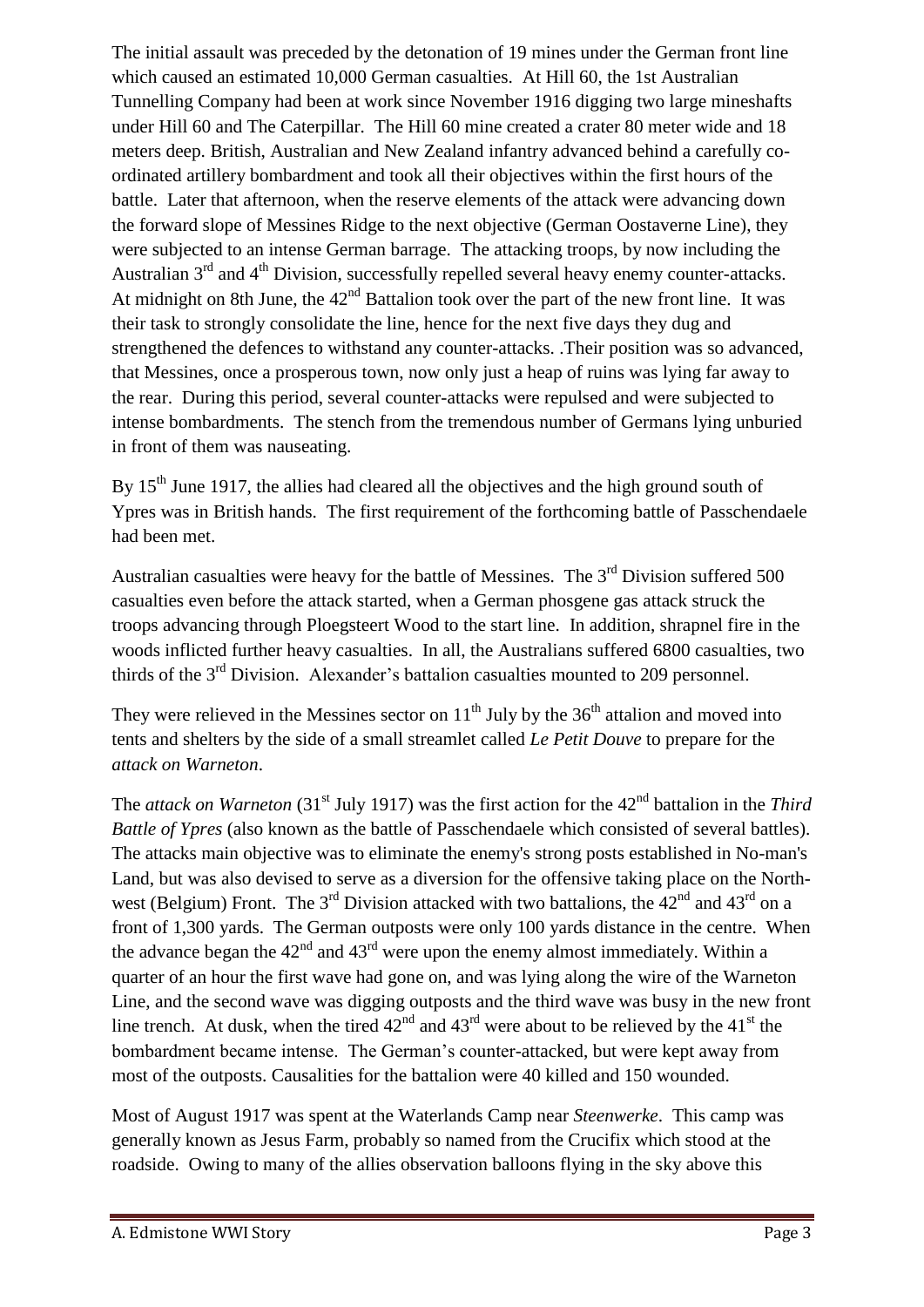The initial assault was preceded by the detonation of 19 mines under the German front line which caused an estimated 10,000 German casualties. At Hill 60, the 1st Australian Tunnelling Company had been at work since November 1916 digging two large mineshafts under Hill 60 and The Caterpillar. The Hill 60 mine created a crater 80 meter wide and 18 meters deep. British, Australian and New Zealand infantry advanced behind a carefully co-ordinated artillery bombardment and took all their objectives within the first hours of the battle. Later that afternoon, when the reserve elements of the attack were advancing down the forward slope of Messines Ridge to the next objective (German Oostaverne Line), they were subjected to an intense German barrage. The attacking troops, by now including the Australian 3rd and 4th Division, successfully repelled several heavy enemy counter-attacks. At midnight on 8th June, the 42nd Battalion took over the part of the new front line. It was their task to strongly consolidate the line, hence for the next five days they dug and strengthened the defences to withstand any counter-attacks. .Their position was so advanced, that Messines, once a prosperous town, now only just a heap of ruins was lying far away to the rear. During this period, several counter-attacks were repulsed and were subjected to intense bombardments. The stench from the tremendous number of Germans lying unburied in front of them was nauseating.

By 15th June 1917, the allies had cleared all the objectives and the high ground south of Ypres was in British hands. The first requirement of the forthcoming battle of Passchendaele had been met.

Australian casualties were heavy for the battle of Messines. The 3rd Division suffered 500 casualties even before the attack started, when a German phosgene gas attack struck the troops advancing through Ploegsteert Wood to the start line. In addition, shrapnel fire in the woods inflicted further heavy casualties. In all, the Australians suffered 6800 casualties, two thirds of the 3rd Division. Alexander's battalion casualties mounted to 209 personnel.

They were relieved in the Messines sector on 11th July by the 36th attalion and moved into tents and shelters by the side of a small streamlet called *Le Petit Douve* to prepare for the *attack on Warneton*.

The *attack on Warneton* (31st July 1917) was the first action for the 42nd battalion in the *Third Battle of Ypres* (also known as the battle of Passchendaele which consisted of several battles). The attacks main objective was to eliminate the enemy's strong posts established in No-man's Land, but was also devised to serve as a diversion for the offensive taking place on the North-west (Belgium) Front. The 3rd Division attacked with two battalions, the 42nd and 43rd on a front of 1,300 yards. The German outposts were only 100 yards distance in the centre. When the advance began the 42nd and 43rd were upon the enemy almost immediately. Within a quarter of an hour the first wave had gone on, and was lying along the wire of the Warneton Line, and the second wave was digging outposts and the third wave was busy in the new front line trench. At dusk, when the tired 42nd and 43rd were about to be relieved by the 41st the bombardment became intense. The German's counter-attacked, but were kept away from most of the outposts. Causalities for the battalion were 40 killed and 150 wounded.

Most of August 1917 was spent at the Waterlands Camp near *Steenwerke*. This camp was generally known as Jesus Farm, probably so named from the Crucifix which stood at the roadside. Owing to many of the allies observation balloons flying in the sky above this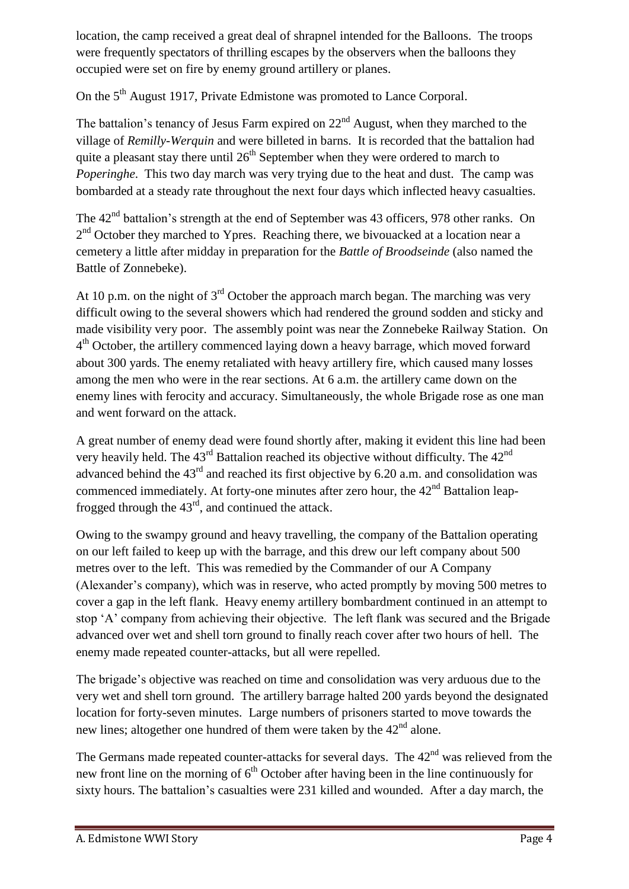location, the camp received a great deal of shrapnel intended for the Balloons. The troops were frequently spectators of thrilling escapes by the observers when the balloons they occupied were set on fire by enemy ground artillery or planes.

On the 5th August 1917, Private Edmistone was promoted to Lance Corporal.

The battalion's tenancy of Jesus Farm expired on 22nd August, when they marched to the village of *Remilly-Werquin* and were billeted in barns. It is recorded that the battalion had quite a pleasant stay there until 26th September when they were ordered to march to *Poperinghe.* This two day march was very trying due to the heat and dust. The camp was bombarded at a steady rate throughout the next four days which inflected heavy casualties.

The 42nd battalion's strength at the end of September was 43 officers, 978 other ranks. On 2nd October they marched to Ypres. Reaching there, we bivouacked at a location near a cemetery a little after midday in preparation for the *Battle of Broodseinde* (also named the Battle of Zonnebeke).

At 10 p.m. on the night of 3rd October the approach march began. The marching was very difficult owing to the several showers which had rendered the ground sodden and sticky and made visibility very poor. The assembly point was near the Zonnebeke Railway Station. On 4th October, the artillery commenced laying down a heavy barrage, which moved forward about 300 yards. The enemy retaliated with heavy artillery fire, which caused many losses among the men who were in the rear sections. At 6 a.m. the artillery came down on the enemy lines with ferocity and accuracy. Simultaneously, the whole Brigade rose as one man and went forward on the attack.

A great number of enemy dead were found shortly after, making it evident this line had been very heavily held. The 43rd Battalion reached its objective without difficulty. The 42nd advanced behind the 43rd and reached its first objective by 6.20 a.m. and consolidation was commenced immediately. At forty-one minutes after zero hour, the 42nd Battalion leap-frogged through the 43rd, and continued the attack.

Owing to the swampy ground and heavy travelling, the company of the Battalion operating on our left failed to keep up with the barrage, and this drew our left company about 500 metres over to the left. This was remedied by the Commander of our A Company (Alexander's company), which was in reserve, who acted promptly by moving 500 metres to cover a gap in the left flank. Heavy enemy artillery bombardment continued in an attempt to stop 'A' company from achieving their objective. The left flank was secured and the Brigade advanced over wet and shell torn ground to finally reach cover after two hours of hell. The enemy made repeated counter-attacks, but all were repelled.

The brigade's objective was reached on time and consolidation was very arduous due to the very wet and shell torn ground. The artillery barrage halted 200 yards beyond the designated location for forty-seven minutes. Large numbers of prisoners started to move towards the new lines; altogether one hundred of them were taken by the 42nd alone.

The Germans made repeated counter-attacks for several days. The 42nd was relieved from the new front line on the morning of 6th October after having been in the line continuously for sixty hours. The battalion's casualties were 231 killed and wounded. After a day march, the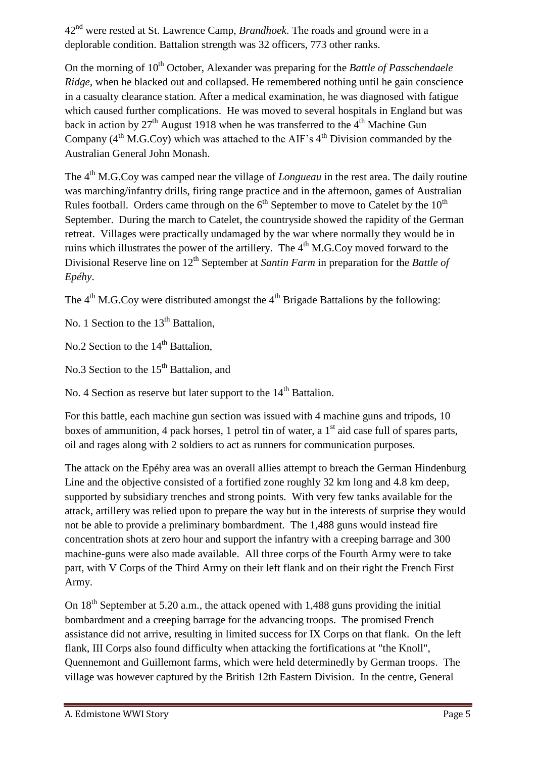42nd were rested at St. Lawrence Camp, *Brandhoek*. The roads and ground were in a deplorable condition. Battalion strength was 32 officers, 773 other ranks.

On the morning of 10th October, Alexander was preparing for the *Battle of Passchendaele Ridge*, when he blacked out and collapsed. He remembered nothing until he gain conscience in a casualty clearance station. After a medical examination, he was diagnosed with fatigue which caused further complications. He was moved to several hospitals in England but was back in action by 27th August 1918 when he was transferred to the 4th Machine Gun Company (4th M.G.Coy) which was attached to the AIF's 4th Division commanded by the Australian General John Monash.

The 4th M.G.Coy was camped near the village of *Longueau* in the rest area. The daily routine was marching/infantry drills, firing range practice and in the afternoon, games of Australian Rules football. Orders came through on the 6th September to move to Catelet by the 10th September. During the march to Catelet, the countryside showed the rapidity of the German retreat. Villages were practically undamaged by the war where normally they would be in ruins which illustrates the power of the artillery. The 4th M.G.Coy moved forward to the Divisional Reserve line on 12th September at *Santin Farm* in preparation for the *Battle of Epéhy*.

The 4th M.G.Coy were distributed amongst the 4th Brigade Battalions by the following:

No. 1 Section to the 13th Battalion,

No.2 Section to the 14th Battalion,

No.3 Section to the 15th Battalion, and

No. 4 Section as reserve but later support to the 14th Battalion.

For this battle, each machine gun section was issued with 4 machine guns and tripods, 10 boxes of ammunition, 4 pack horses, 1 petrol tin of water, a 1st aid case full of spares parts, oil and rages along with 2 soldiers to act as runners for communication purposes.

The attack on the Epéhy area was an overall allies attempt to breach the German Hindenburg Line and the objective consisted of a fortified zone roughly 32 km long and 4.8 km deep, supported by subsidiary trenches and strong points. With very few tanks available for the attack, artillery was relied upon to prepare the way but in the interests of surprise they would not be able to provide a preliminary bombardment. The 1,488 guns would instead fire concentration shots at zero hour and support the infantry with a creeping barrage and 300 machine-guns were also made available. All three corps of the Fourth Army were to take part, with V Corps of the Third Army on their left flank and on their right the French First Army.

On 18th September at 5.20 a.m., the attack opened with 1,488 guns providing the initial bombardment and a creeping barrage for the advancing troops. The promised French assistance did not arrive, resulting in limited success for IX Corps on that flank. On the left flank, III Corps also found difficulty when attacking the fortifications at "the Knoll", Quennemont and Guillemont farms, which were held determinedly by German troops. The village was however captured by the British 12th Eastern Division. In the centre, General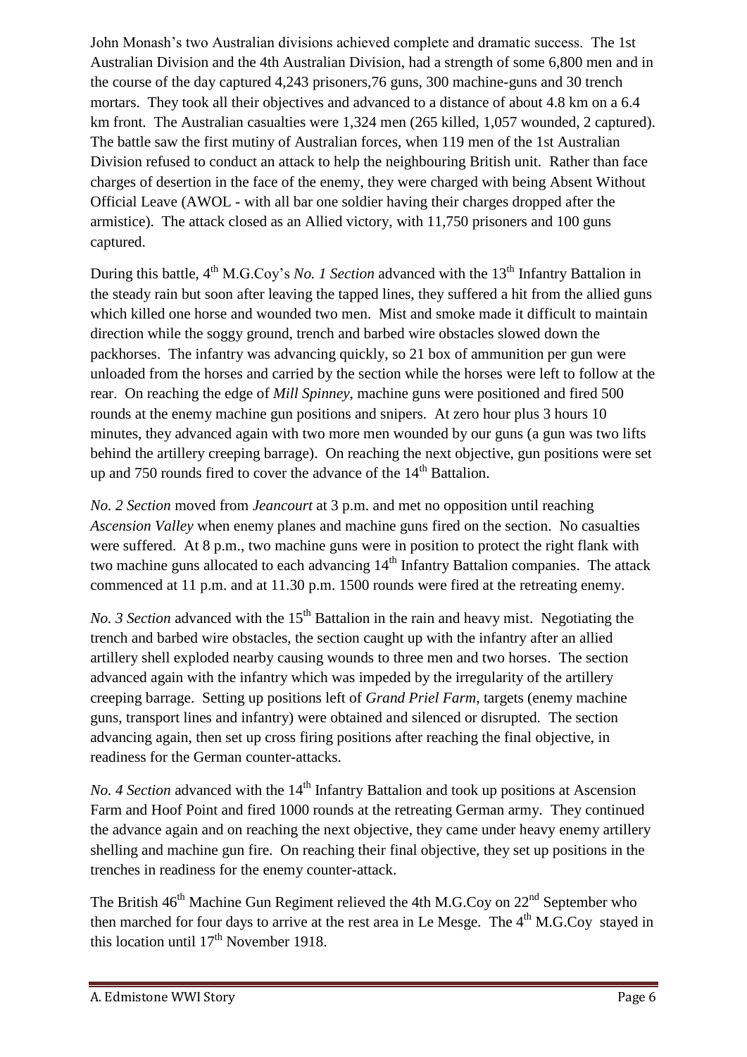John Monash's two Australian divisions achieved complete and dramatic success. The 1st Australian Division and the 4th Australian Division, had a strength of some 6,800 men and in the course of the day captured 4,243 prisoners,76 guns, 300 machine-guns and 30 trench mortars. They took all their objectives and advanced to a distance of about 4.8 km on a 6.4 km front. The Australian casualties were 1,324 men (265 killed, 1,057 wounded, 2 captured). The battle saw the first mutiny of Australian forces, when 119 men of the 1st Australian Division refused to conduct an attack to help the neighbouring British unit. Rather than face charges of desertion in the face of the enemy, they were charged with being Absent Without Official Leave (AWOL - with all bar one soldier having their charges dropped after the armistice). The attack closed as an Allied victory, with 11,750 prisoners and 100 guns captured.

During this battle, 4th M.G.Coy's *No. 1 Section* advanced with the 13th Infantry Battalion in the steady rain but soon after leaving the tapped lines, they suffered a hit from the allied guns which killed one horse and wounded two men. Mist and smoke made it difficult to maintain direction while the soggy ground, trench and barbed wire obstacles slowed down the packhorses. The infantry was advancing quickly, so 21 box of ammunition per gun were unloaded from the horses and carried by the section while the horses were left to follow at the rear. On reaching the edge of *Mill Spinney*, machine guns were positioned and fired 500 rounds at the enemy machine gun positions and snipers. At zero hour plus 3 hours 10 minutes, they advanced again with two more men wounded by our guns (a gun was two lifts behind the artillery creeping barrage). On reaching the next objective, gun positions were set up and 750 rounds fired to cover the advance of the 14th Battalion.

*No. 2 Section* moved from *Jeancourt* at 3 p.m. and met no opposition until reaching *Ascension Valley* when enemy planes and machine guns fired on the section. No casualties were suffered. At 8 p.m., two machine guns were in position to protect the right flank with two machine guns allocated to each advancing 14th Infantry Battalion companies. The attack commenced at 11 p.m. and at 11.30 p.m. 1500 rounds were fired at the retreating enemy.

*No. 3 Section* advanced with the 15th Battalion in the rain and heavy mist. Negotiating the trench and barbed wire obstacles, the section caught up with the infantry after an allied artillery shell exploded nearby causing wounds to three men and two horses. The section advanced again with the infantry which was impeded by the irregularity of the artillery creeping barrage. Setting up positions left of *Grand Priel Farm*, targets (enemy machine guns, transport lines and infantry) were obtained and silenced or disrupted. The section advancing again, then set up cross firing positions after reaching the final objective, in readiness for the German counter-attacks.

*No. 4 Section* advanced with the 14th Infantry Battalion and took up positions at Ascension Farm and Hoof Point and fired 1000 rounds at the retreating German army. They continued the advance again and on reaching the next objective, they came under heavy enemy artillery shelling and machine gun fire. On reaching their final objective, they set up positions in the trenches in readiness for the enemy counter-attack.

The British 46th Machine Gun Regiment relieved the 4th M.G.Coy on 22nd September who then marched for four days to arrive at the rest area in Le Mesge. The 4th M.G.Coy stayed in this location until 17th November 1918.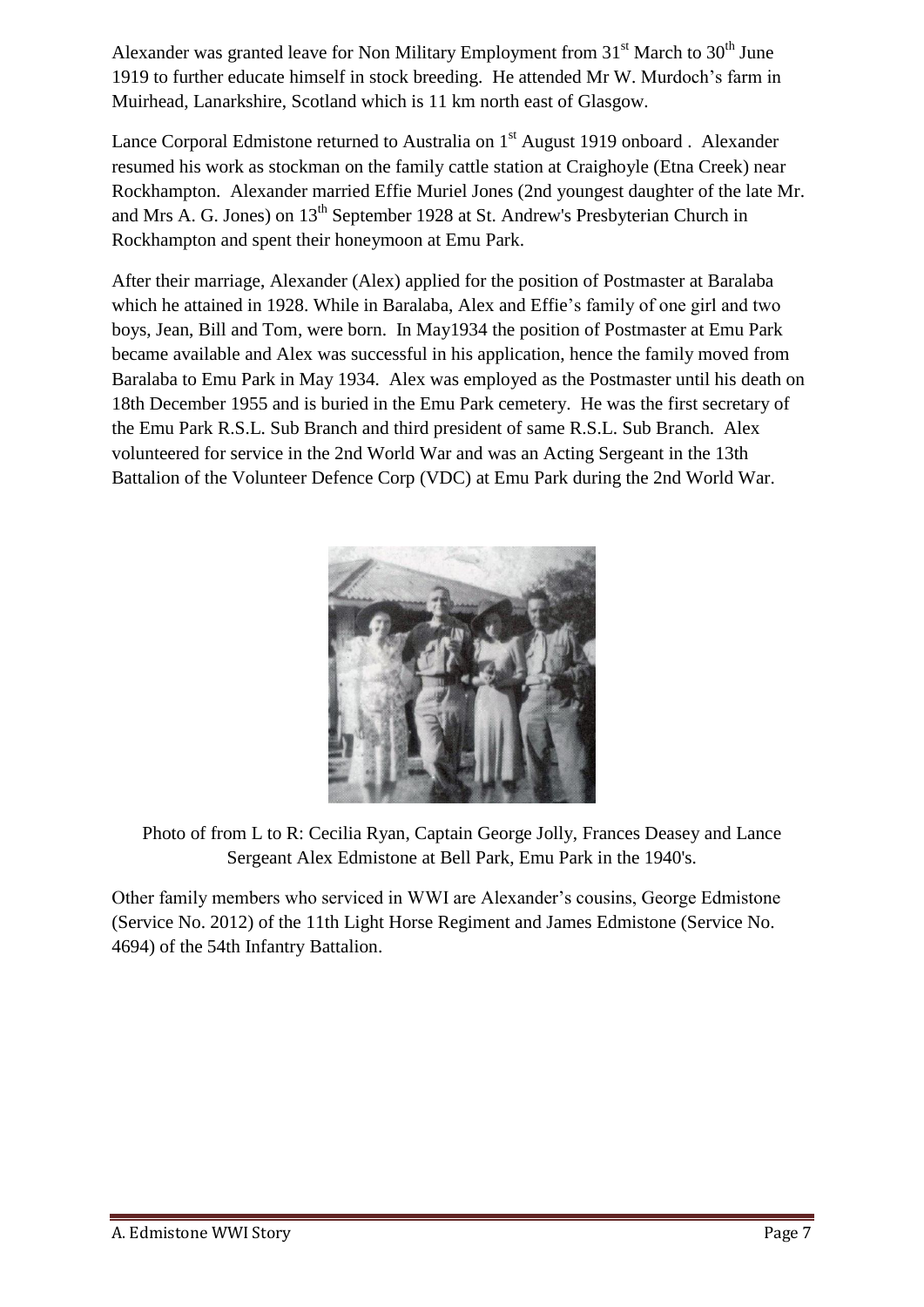Alexander was granted leave for Non Military Employment from 31st March to 30th June 1919 to further educate himself in stock breeding. He attended Mr W. Murdoch's farm in Muirhead, Lanarkshire, Scotland which is 11 km north east of Glasgow.

Lance Corporal Edmistone returned to Australia on 1st August 1919 onboard . Alexander resumed his work as stockman on the family cattle station at Craighoyle (Etna Creek) near Rockhampton. Alexander married Effie Muriel Jones (2nd youngest daughter of the late Mr. and Mrs A. G. Jones) on 13th September 1928 at St. Andrew's Presbyterian Church in Rockhampton and spent their honeymoon at Emu Park.

After their marriage, Alexander (Alex) applied for the position of Postmaster at Baralaba which he attained in 1928. While in Baralaba, Alex and Effie's family of one girl and two boys, Jean, Bill and Tom, were born. In May1934 the position of Postmaster at Emu Park became available and Alex was successful in his application, hence the family moved from Baralaba to Emu Park in May 1934. Alex was employed as the Postmaster until his death on 18th December 1955 and is buried in the Emu Park cemetery. He was the first secretary of the Emu Park R.S.L. Sub Branch and third president of same R.S.L. Sub Branch. Alex volunteered for service in the 2nd World War and was an Acting Sergeant in the 13th Battalion of the Volunteer Defence Corp (VDC) at Emu Park during the 2nd World War.

Photo of from L to R: Cecilia Ryan, Captain George Jolly, Frances Deasey and Lance Sergeant Alex Edmistone at Bell Park, Emu Park in the 1940's.

Other family members who serviced in WWI are Alexander's cousins, George Edmistone (Service No. 2012) of the 11th Light Horse Regiment and James Edmistone (Service No. 4694) of the 54th Infantry Battalion.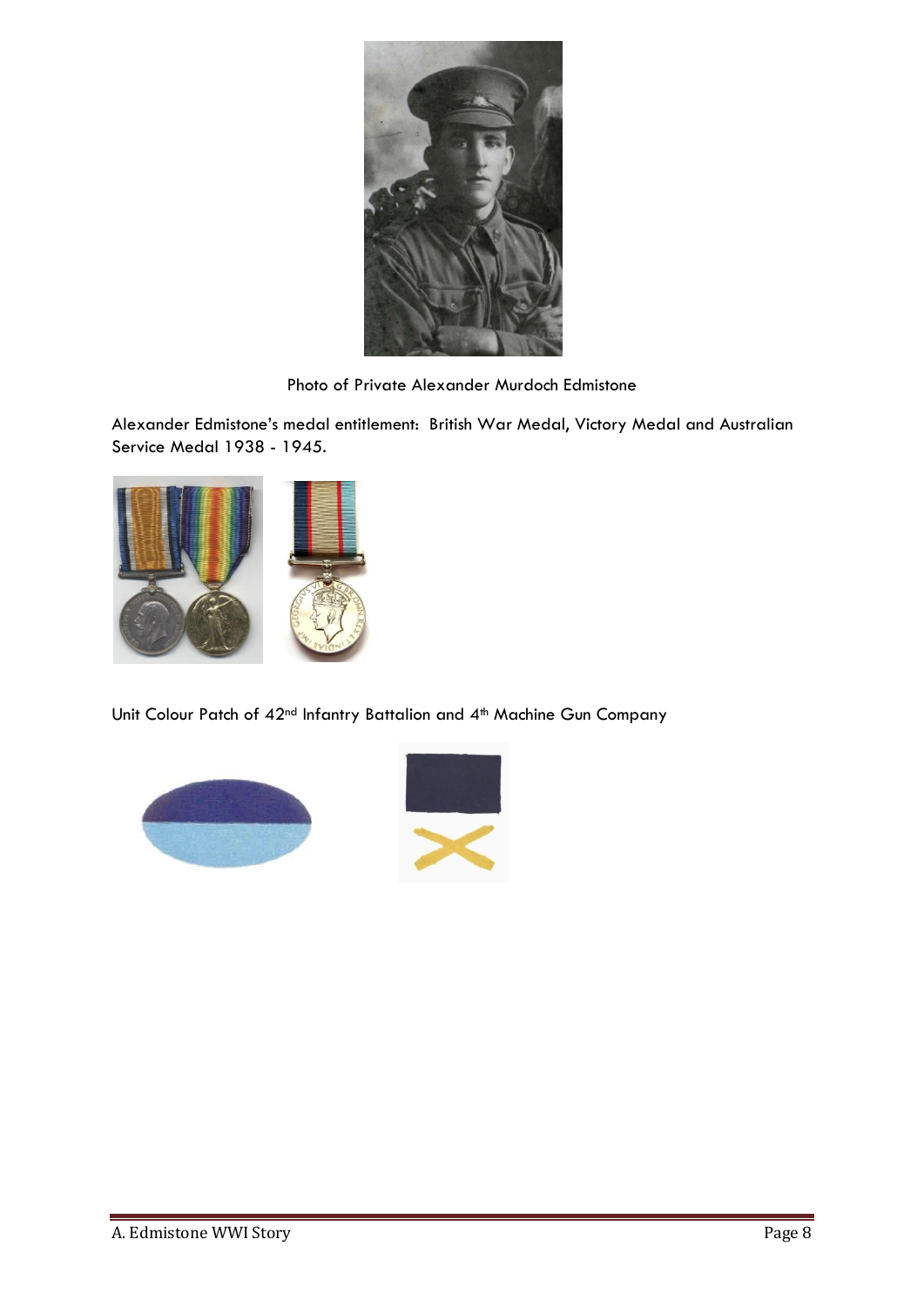Photo of Private Alexander Murdoch Edmistone

Alexander Edmistone's medal entitlement: British War Medal, Victory Medal and Australian Service Medal 1938 - 1945.

Unit Colour Patch of 42nd Infantry Battalion and 4th Machine Gun Company